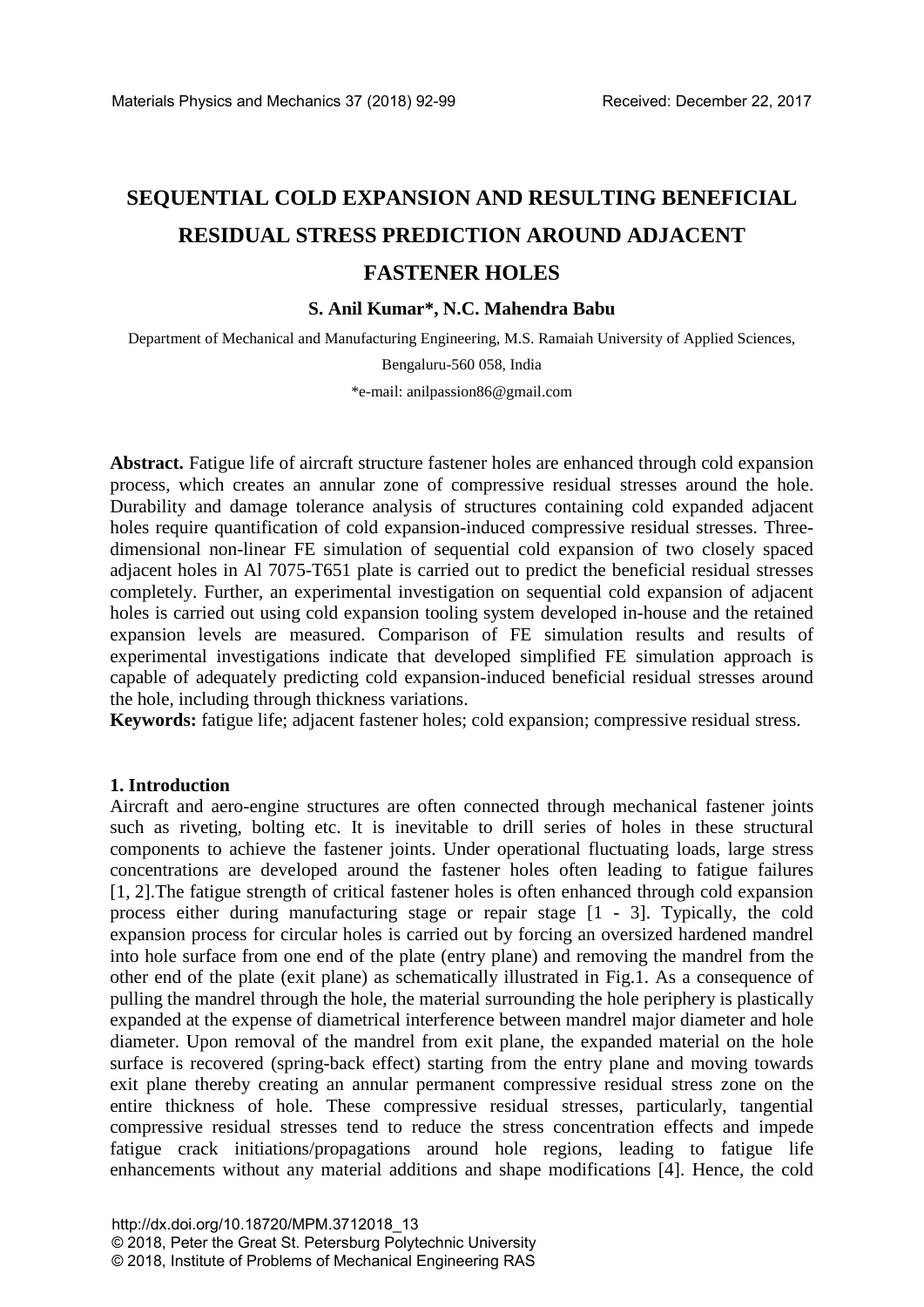# SEQUENTIAL COLD EXPANSION AND RESULTING BENEFICIAL RESIDUAL STRESS PREDICTION AROUND ADJACENT FASTENER HOLES

**S. Anil Kumar*, N.C. Mahendra Babu**

Department of Mechanical and Manufacturing Engineering, M.S. Ramaiah University of Applied Sciences, Bengaluru-560 058, India

*e-mail: anilpassion86@gmail.com

**Abstract.** Fatigue life of aircraft structure fastener holes are enhanced through cold expansion process, which creates an annular zone of compressive residual stresses around the hole. Durability and damage tolerance analysis of structures containing cold expanded adjacent holes require quantification of cold expansion-induced compressive residual stresses. Three-dimensional non-linear FE simulation of sequential cold expansion of two closely spaced adjacent holes in Al 7075-T651 plate is carried out to predict the beneficial residual stresses completely. Further, an experimental investigation on sequential cold expansion of adjacent holes is carried out using cold expansion tooling system developed in-house and the retained expansion levels are measured. Comparison of FE simulation results and results of experimental investigations indicate that developed simplified FE simulation approach is capable of adequately predicting cold expansion-induced beneficial residual stresses around the hole, including through thickness variations.

**Keywords:** fatigue life; adjacent fastener holes; cold expansion; compressive residual stress.

## 1. Introduction

Aircraft and aero-engine structures are often connected through mechanical fastener joints such as riveting, bolting etc. It is inevitable to drill series of holes in these structural components to achieve the fastener joints. Under operational fluctuating loads, large stress concentrations are developed around the fastener holes often leading to fatigue failures [1, 2].The fatigue strength of critical fastener holes is often enhanced through cold expansion process either during manufacturing stage or repair stage [1 - 3]. Typically, the cold expansion process for circular holes is carried out by forcing an oversized hardened mandrel into hole surface from one end of the plate (entry plane) and removing the mandrel from the other end of the plate (exit plane) as schematically illustrated in Fig.1. As a consequence of pulling the mandrel through the hole, the material surrounding the hole periphery is plastically expanded at the expense of diametrical interference between mandrel major diameter and hole diameter. Upon removal of the mandrel from exit plane, the expanded material on the hole surface is recovered (spring-back effect) starting from the entry plane and moving towards exit plane thereby creating an annular permanent compressive residual stress zone on the entire thickness of hole. These compressive residual stresses, particularly, tangential compressive residual stresses tend to reduce the stress concentration effects and impede fatigue crack initiations/propagations around hole regions, leading to fatigue life enhancements without any material additions and shape modifications [4]. Hence, the cold

http://dx.doi.org/10.18720/MPM.3712018_13
© 2018, Peter the Great St. Petersburg Polytechnic University
© 2018, Institute of Problems of Mechanical Engineering RAS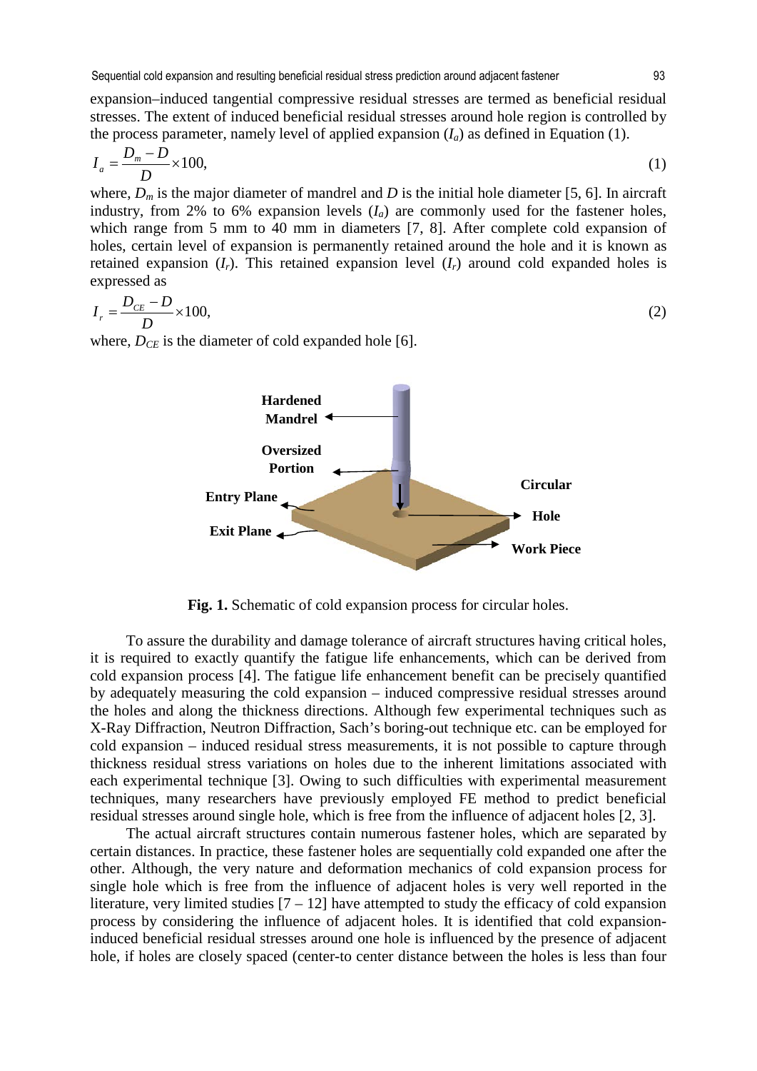expansion–induced tangential compressive residual stresses are termed as beneficial residual stresses. The extent of induced beneficial residual stresses around hole region is controlled by the process parameter, namely level of applied expansion ($I_a$) as defined in Equation (1).

$$I_a = \frac{D_m - D}{D} \times 100, \tag{1}$$

where, $D_m$ is the major diameter of mandrel and $D$ is the initial hole diameter [5, 6]. In aircraft industry, from 2% to 6% expansion levels ($I_a$) are commonly used for the fastener holes, which range from 5 mm to 40 mm in diameters [7, 8]. After complete cold expansion of holes, certain level of expansion is permanently retained around the hole and it is known as retained expansion ($I_r$). This retained expansion level ($I_r$) around cold expanded holes is expressed as

$$I_r = \frac{D_{CE} - D}{D} \times 100, \tag{2}$$

where, $D_{CE}$ is the diameter of cold expanded hole [6].

**Fig. 1.** Schematic of cold expansion process for circular holes.

To assure the durability and damage tolerance of aircraft structures having critical holes, it is required to exactly quantify the fatigue life enhancements, which can be derived from cold expansion process [4]. The fatigue life enhancement benefit can be precisely quantified by adequately measuring the cold expansion – induced compressive residual stresses around the holes and along the thickness directions. Although few experimental techniques such as X-Ray Diffraction, Neutron Diffraction, Sach's boring-out technique etc. can be employed for cold expansion – induced residual stress measurements, it is not possible to capture through thickness residual stress variations on holes due to the inherent limitations associated with each experimental technique [3]. Owing to such difficulties with experimental measurement techniques, many researchers have previously employed FE method to predict beneficial residual stresses around single hole, which is free from the influence of adjacent holes [2, 3].

The actual aircraft structures contain numerous fastener holes, which are separated by certain distances. In practice, these fastener holes are sequentially cold expanded one after the other. Although, the very nature and deformation mechanics of cold expansion process for single hole which is free from the influence of adjacent holes is very well reported in the literature, very limited studies [7 – 12] have attempted to study the efficacy of cold expansion process by considering the influence of adjacent holes. It is identified that cold expansion-induced beneficial residual stresses around one hole is influenced by the presence of adjacent hole, if holes are closely spaced (center-to center distance between the holes is less than four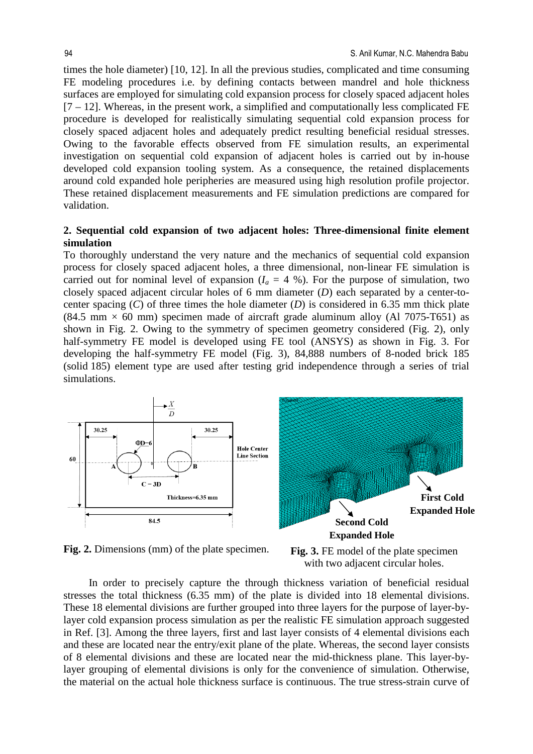times the hole diameter) [10, 12]. In all the previous studies, complicated and time consuming FE modeling procedures i.e. by defining contacts between mandrel and hole thickness surfaces are employed for simulating cold expansion process for closely spaced adjacent holes [7 – 12]. Whereas, in the present work, a simplified and computationally less complicated FE procedure is developed for realistically simulating sequential cold expansion process for closely spaced adjacent holes and adequately predict resulting beneficial residual stresses. Owing to the favorable effects observed from FE simulation results, an experimental investigation on sequential cold expansion of adjacent holes is carried out by in-house developed cold expansion tooling system. As a consequence, the retained displacements around cold expanded hole peripheries are measured using high resolution profile projector. These retained displacement measurements and FE simulation predictions are compared for validation.

## 2. Sequential cold expansion of two adjacent holes: Three-dimensional finite element simulation

To thoroughly understand the very nature and the mechanics of sequential cold expansion process for closely spaced adjacent holes, a three dimensional, non-linear FE simulation is carried out for nominal level of expansion ($I_a$ = 4 %). For the purpose of simulation, two closely spaced adjacent circular holes of 6 mm diameter ($D$) each separated by a center-to-center spacing ($C$) of three times the hole diameter ($D$) is considered in 6.35 mm thick plate (84.5 mm × 60 mm) specimen made of aircraft grade aluminum alloy (Al 7075-T651) as shown in Fig. 2. Owing to the symmetry of specimen geometry considered (Fig. 2), only half-symmetry FE model is developed using FE tool (ANSYS) as shown in Fig. 3. For developing the half-symmetry FE model (Fig. 3), 84,888 numbers of 8-noded brick 185 (solid 185) element type are used after testing grid independence through a series of trial simulations.

**Fig. 2.** Dimensions (mm) of the plate specimen.

**Fig. 3.** FE model of the plate specimen with two adjacent circular holes.

In order to precisely capture the through thickness variation of beneficial residual stresses the total thickness (6.35 mm) of the plate is divided into 18 elemental divisions. These 18 elemental divisions are further grouped into three layers for the purpose of layer-by-layer cold expansion process simulation as per the realistic FE simulation approach suggested in Ref. [3]. Among the three layers, first and last layer consists of 4 elemental divisions each and these are located near the entry/exit plane of the plate. Whereas, the second layer consists of 8 elemental divisions and these are located near the mid-thickness plane. This layer-by-layer grouping of elemental divisions is only for the convenience of simulation. Otherwise, the material on the actual hole thickness surface is continuous. The true stress-strain curve of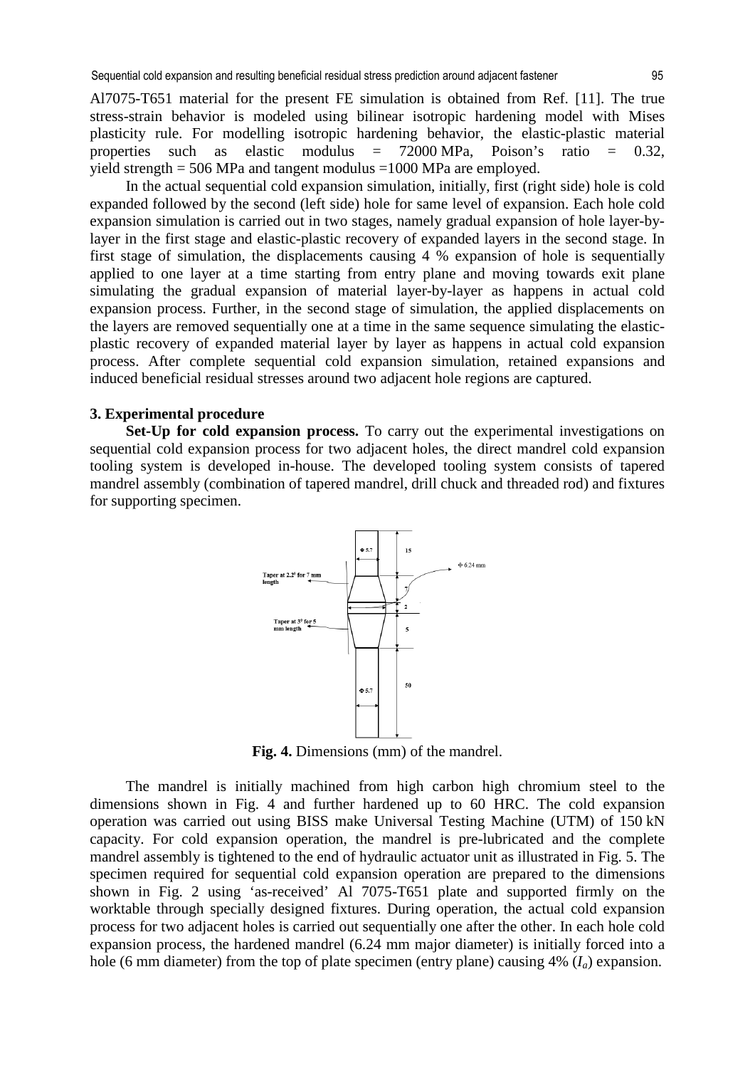Al7075-T651 material for the present FE simulation is obtained from Ref. [11]. The true stress-strain behavior is modeled using bilinear isotropic hardening model with Mises plasticity rule. For modelling isotropic hardening behavior, the elastic-plastic material properties such as elastic modulus = 72000 MPa, Poisson's ratio = 0.32, yield strength = 506 MPa and tangent modulus =1000 MPa are employed.

In the actual sequential cold expansion simulation, initially, first (right side) hole is cold expanded followed by the second (left side) hole for same level of expansion. Each hole cold expansion simulation is carried out in two stages, namely gradual expansion of hole layer-by-layer in the first stage and elastic-plastic recovery of expanded layers in the second stage. In first stage of simulation, the displacements causing 4 % expansion of hole is sequentially applied to one layer at a time starting from entry plane and moving towards exit plane simulating the gradual expansion of material layer-by-layer as happens in actual cold expansion process. Further, in the second stage of simulation, the applied displacements on the layers are removed sequentially one at a time in the same sequence simulating the elastic-plastic recovery of expanded material layer by layer as happens in actual cold expansion process. After complete sequential cold expansion simulation, retained expansions and induced beneficial residual stresses around two adjacent hole regions are captured.

## 3. Experimental procedure

**Set-Up for cold expansion process.** To carry out the experimental investigations on sequential cold expansion process for two adjacent holes, the direct mandrel cold expansion tooling system is developed in-house. The developed tooling system consists of tapered mandrel assembly (combination of tapered mandrel, drill chuck and threaded rod) and fixtures for supporting specimen.

Φ 5.7 | 15 | Φ 6.24 mm | Taper at 2.2° for 7 mm length | 7 | 2 | Taper at 3° for 5 mm length | 5 | 50 | Φ 5.7

**Fig. 4.** Dimensions (mm) of the mandrel.

The mandrel is initially machined from high carbon high chromium steel to the dimensions shown in Fig. 4 and further hardened up to 60 HRC. The cold expansion operation was carried out using BISS make Universal Testing Machine (UTM) of 150 kN capacity. For cold expansion operation, the mandrel is pre-lubricated and the complete mandrel assembly is tightened to the end of hydraulic actuator unit as illustrated in Fig. 5. The specimen required for sequential cold expansion operation are prepared to the dimensions shown in Fig. 2 using 'as-received' Al 7075-T651 plate and supported firmly on the worktable through specially designed fixtures. During operation, the actual cold expansion process for two adjacent holes is carried out sequentially one after the other. In each hole cold expansion process, the hardened mandrel (6.24 mm major diameter) is initially forced into a hole (6 mm diameter) from the top of plate specimen (entry plane) causing 4% ($I_a$) expansion.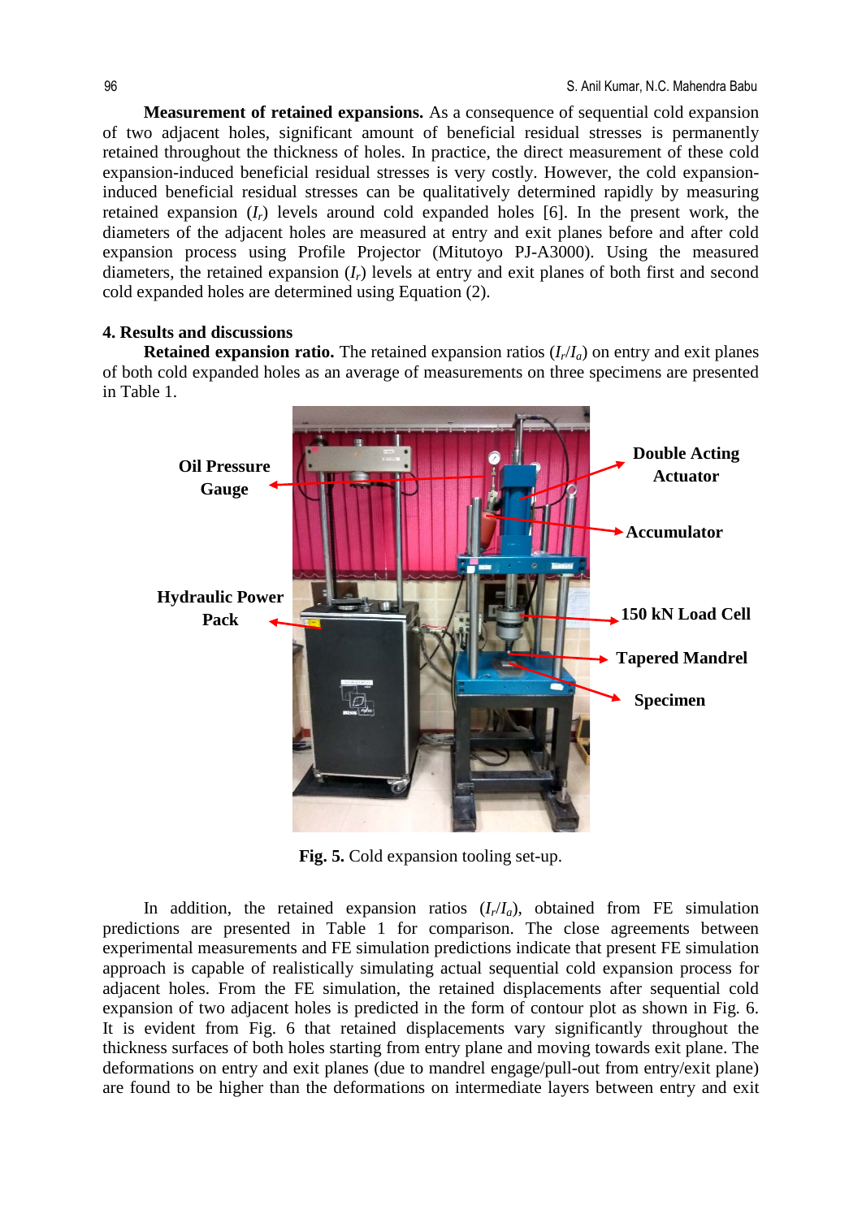**Measurement of retained expansions.** As a consequence of sequential cold expansion of two adjacent holes, significant amount of beneficial residual stresses is permanently retained throughout the thickness of holes. In practice, the direct measurement of these cold expansion-induced beneficial residual stresses is very costly. However, the cold expansion-induced beneficial residual stresses can be qualitatively determined rapidly by measuring retained expansion ($I_r$) levels around cold expanded holes [6]. In the present work, the diameters of the adjacent holes are measured at entry and exit planes before and after cold expansion process using Profile Projector (Mitutoyo PJ-A3000). Using the measured diameters, the retained expansion ($I_r$) levels at entry and exit planes of both first and second cold expanded holes are determined using Equation (2).

## 4. Results and discussions

**Retained expansion ratio.** The retained expansion ratios ($I_r/I_a$) on entry and exit planes of both cold expanded holes as an average of measurements on three specimens are presented in Table 1.

Oil Pressure Gauge

Hydraulic Power Pack

Double Acting Actuator

Accumulator

150 kN Load Cell

Tapered Mandrel

Specimen

**Fig. 5.** Cold expansion tooling set-up.

In addition, the retained expansion ratios ($I_r/I_a$), obtained from FE simulation predictions are presented in Table 1 for comparison. The close agreements between experimental measurements and FE simulation predictions indicate that present FE simulation approach is capable of realistically simulating actual sequential cold expansion process for adjacent holes. From the FE simulation, the retained displacements after sequential cold expansion of two adjacent holes is predicted in the form of contour plot as shown in Fig. 6. It is evident from Fig. 6 that retained displacements vary significantly throughout the thickness surfaces of both holes starting from entry plane and moving towards exit plane. The deformations on entry and exit planes (due to mandrel engage/pull-out from entry/exit plane) are found to be higher than the deformations on intermediate layers between entry and exit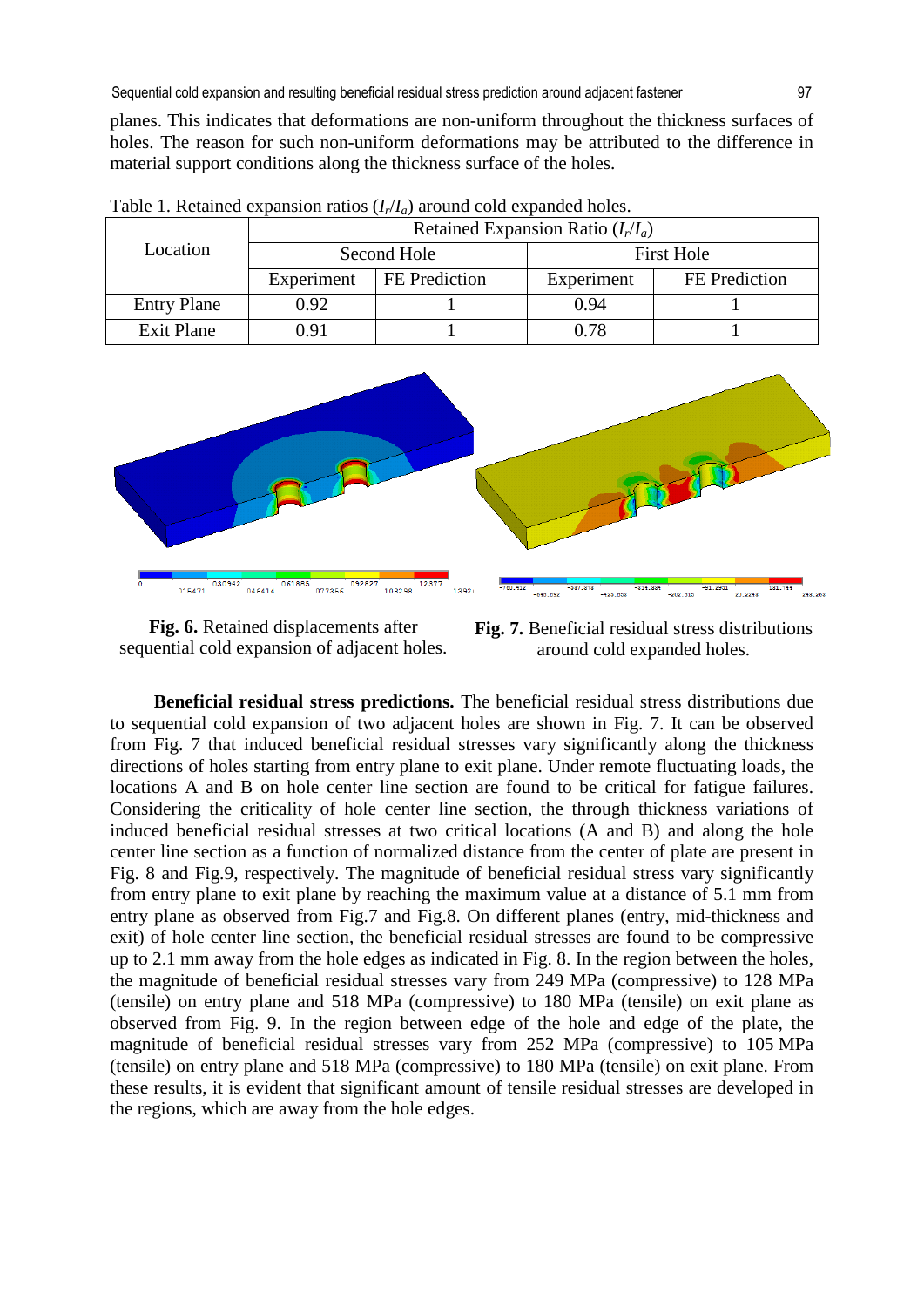planes. This indicates that deformations are non-uniform throughout the thickness surfaces of holes. The reason for such non-uniform deformations may be attributed to the difference in material support conditions along the thickness surface of the holes.

Table 1. Retained expansion ratios ($I_r/I_a$) around cold expanded holes.

| Location | Retained Expansion Ratio ($I_r/I_a$) | | | |
|---|---|---|---|---|
| | Second Hole | | First Hole | |
| | Experiment | FE Prediction | Experiment | FE Prediction |
| Entry Plane | 0.92 | 1 | 0.94 | 1 |
| Exit Plane | 0.91 | 1 | 0.78 | 1 |

**Fig. 6.** Retained displacements after sequential cold expansion of adjacent holes.

**Fig. 7.** Beneficial residual stress distributions around cold expanded holes.

**Beneficial residual stress predictions.** The beneficial residual stress distributions due to sequential cold expansion of two adjacent holes are shown in Fig. 7. It can be observed from Fig. 7 that induced beneficial residual stresses vary significantly along the thickness directions of holes starting from entry plane to exit plane. Under remote fluctuating loads, the locations A and B on hole center line section are found to be critical for fatigue failures. Considering the criticality of hole center line section, the through thickness variations of induced beneficial residual stresses at two critical locations (A and B) and along the hole center line section as a function of normalized distance from the center of plate are present in Fig. 8 and Fig.9, respectively. The magnitude of beneficial residual stress vary significantly from entry plane to exit plane by reaching the maximum value at a distance of 5.1 mm from entry plane as observed from Fig.7 and Fig.8. On different planes (entry, mid-thickness and exit) of hole center line section, the beneficial residual stresses are found to be compressive up to 2.1 mm away from the hole edges as indicated in Fig. 8. In the region between the holes, the magnitude of beneficial residual stresses vary from 249 MPa (compressive) to 128 MPa (tensile) on entry plane and 518 MPa (compressive) to 180 MPa (tensile) on exit plane as observed from Fig. 9. In the region between edge of the hole and edge of the plate, the magnitude of beneficial residual stresses vary from 252 MPa (compressive) to 105 MPa (tensile) on entry plane and 518 MPa (compressive) to 180 MPa (tensile) on exit plane. From these results, it is evident that significant amount of tensile residual stresses are developed in the regions, which are away from the hole edges.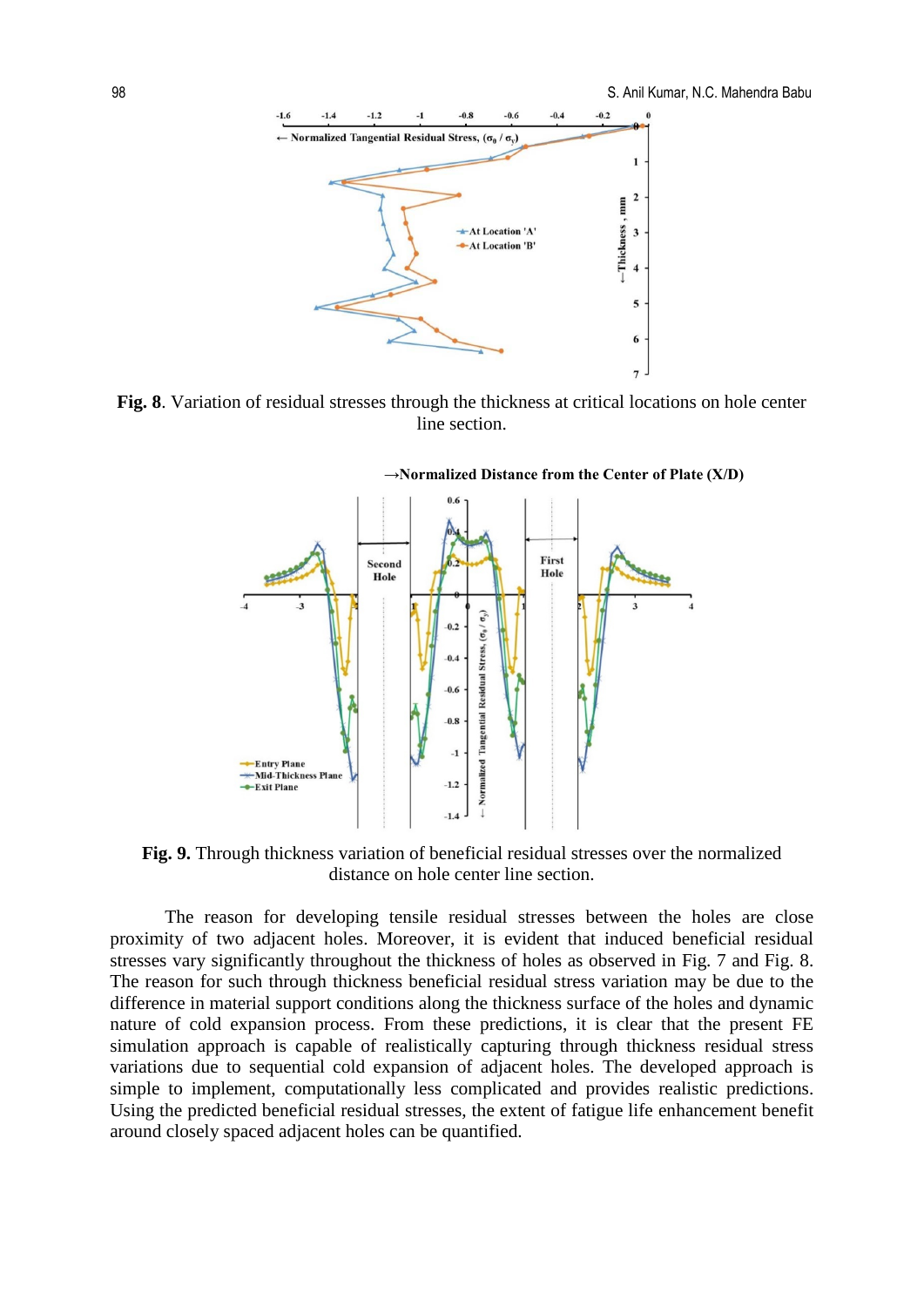**Fig. 8**. Variation of residual stresses through the thickness at critical locations on hole center line section.

**Fig. 9.** Through thickness variation of beneficial residual stresses over the normalized distance on hole center line section.

The reason for developing tensile residual stresses between the holes are close proximity of two adjacent holes. Moreover, it is evident that induced beneficial residual stresses vary significantly throughout the thickness of holes as observed in Fig. 7 and Fig. 8. The reason for such through thickness beneficial residual stress variation may be due to the difference in material support conditions along the thickness surface of the holes and dynamic nature of cold expansion process. From these predictions, it is clear that the present FE simulation approach is capable of realistically capturing through thickness residual stress variations due to sequential cold expansion of adjacent holes. The developed approach is simple to implement, computationally less complicated and provides realistic predictions. Using the predicted beneficial residual stresses, the extent of fatigue life enhancement benefit around closely spaced adjacent holes can be quantified.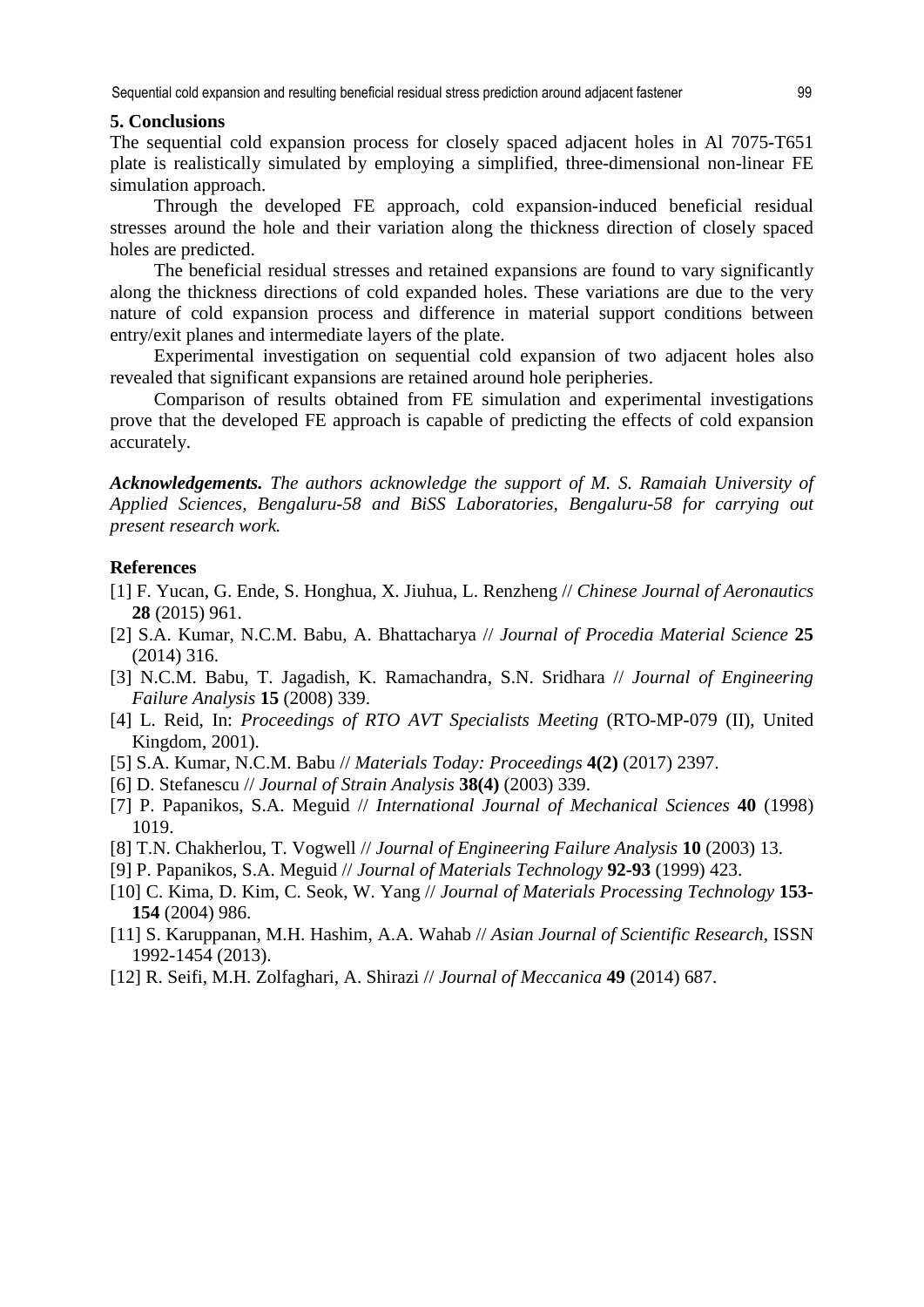## 5. Conclusions

The sequential cold expansion process for closely spaced adjacent holes in Al 7075-T651 plate is realistically simulated by employing a simplified, three-dimensional non-linear FE simulation approach.

Through the developed FE approach, cold expansion-induced beneficial residual stresses around the hole and their variation along the thickness direction of closely spaced holes are predicted.

The beneficial residual stresses and retained expansions are found to vary significantly along the thickness directions of cold expanded holes. These variations are due to the very nature of cold expansion process and difference in material support conditions between entry/exit planes and intermediate layers of the plate.

Experimental investigation on sequential cold expansion of two adjacent holes also revealed that significant expansions are retained around hole peripheries.

Comparison of results obtained from FE simulation and experimental investigations prove that the developed FE approach is capable of predicting the effects of cold expansion accurately.

***Acknowledgements.*** *The authors acknowledge the support of M. S. Ramaiah University of Applied Sciences, Bengaluru-58 and BiSS Laboratories, Bengaluru-58 for carrying out present research work.*

## References

[1] F. Yucan, G. Ende, S. Honghua, X. Jiuhua, L. Renzheng // *Chinese Journal of Aeronautics* **28** (2015) 961.

[2] S.A. Kumar, N.C.M. Babu, A. Bhattacharya // *Journal of Procedia Material Science* **25** (2014) 316.

[3] N.C.M. Babu, T. Jagadish, K. Ramachandra, S.N. Sridhara // *Journal of Engineering Failure Analysis* **15** (2008) 339.

[4] L. Reid, In: *Proceedings of RTO AVT Specialists Meeting* (RTO-MP-079 (II), United Kingdom, 2001).

[5] S.A. Kumar, N.C.M. Babu // *Materials Today: Proceedings* **4(2)** (2017) 2397.

[6] D. Stefanescu // *Journal of Strain Analysis* **38(4)** (2003) 339.

[7] P. Papanikos, S.A. Meguid // *International Journal of Mechanical Sciences* **40** (1998) 1019.

[8] T.N. Chakherlou, T. Vogwell // *Journal of Engineering Failure Analysis* **10** (2003) 13.

[9] P. Papanikos, S.A. Meguid // *Journal of Materials Technology* **92-93** (1999) 423.

[10] C. Kima, D. Kim, C. Seok, W. Yang // *Journal of Materials Processing Technology* **153-154** (2004) 986.

[11] S. Karuppanan, M.H. Hashim, A.A. Wahab // *Asian Journal of Scientific Research*, ISSN 1992-1454 (2013).

[12] R. Seifi, M.H. Zolfaghari, A. Shirazi // *Journal of Meccanica* **49** (2014) 687.